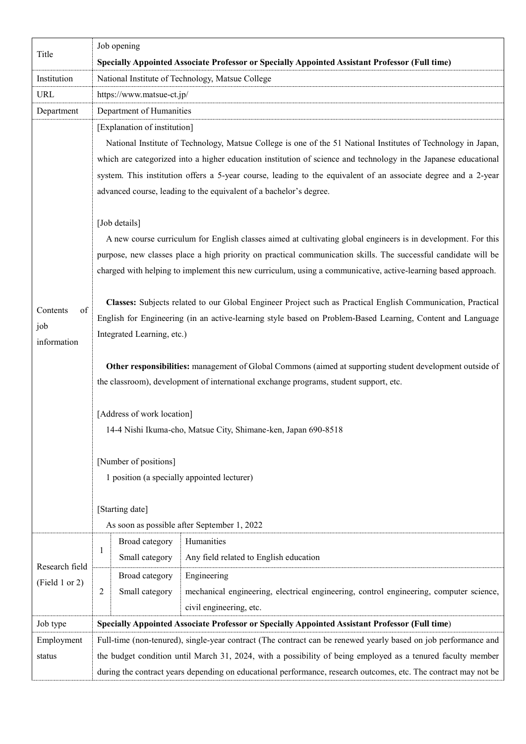| | |
|---|---|
| Title | Job opening<br>**Specially Appointed Associate Professor or Specially Appointed Assistant Professor (Full time)** |
| Institution | National Institute of Technology, Matsue College |
| URL | https://www.matsue-ct.jp/ |
| Department | Department of Humanities |
| Contents of job information | [Explanation of institution]<br>National Institute of Technology, Matsue College is one of the 51 National Institutes of Technology in Japan, which are categorized into a higher education institution of science and technology in the Japanese educational system. This institution offers a 5-year course, leading to the equivalent of an associate degree and a 2-year advanced course, leading to the equivalent of a bachelor's degree.<br><br>[Job details]<br>A new course curriculum for English classes aimed at cultivating global engineers is in development. For this purpose, new classes place a high priority on practical communication skills. The successful candidate will be charged with helping to implement this new curriculum, using a communicative, active-learning based approach.<br><br>**Classes:** Subjects related to our Global Engineer Project such as Practical English Communication, Practical English for Engineering (in an active-learning style based on Problem-Based Learning, Content and Language Integrated Learning, etc.)<br><br>**Other responsibilities:** management of Global Commons (aimed at supporting student development outside of the classroom), development of international exchange programs, student support, etc.<br><br>[Address of work location]<br>14-4 Nishi Ikuma-cho, Matsue City, Shimane-ken, Japan 690-8518<br><br>[Number of positions]<br>1 position (a specially appointed lecturer)<br><br>[Starting date]<br>As soon as possible after September 1, 2022 |
| Research field (Field 1 or 2) | 1 — Broad category: Humanities; Small category: Any field related to English education<br>2 — Broad category: Engineering; Small category: mechanical engineering, electrical engineering, control engineering, computer science, civil engineering, etc. |
| Job type | **Specially Appointed Associate Professor or Specially Appointed Assistant Professor (Full time)** |
| Employment status | Full-time (non-tenured), single-year contract (The contract can be renewed yearly based on job performance and the budget condition until March 31, 2024, with a possibility of being employed as a tenured faculty member during the contract years depending on educational performance, research outcomes, etc. The contract may not be |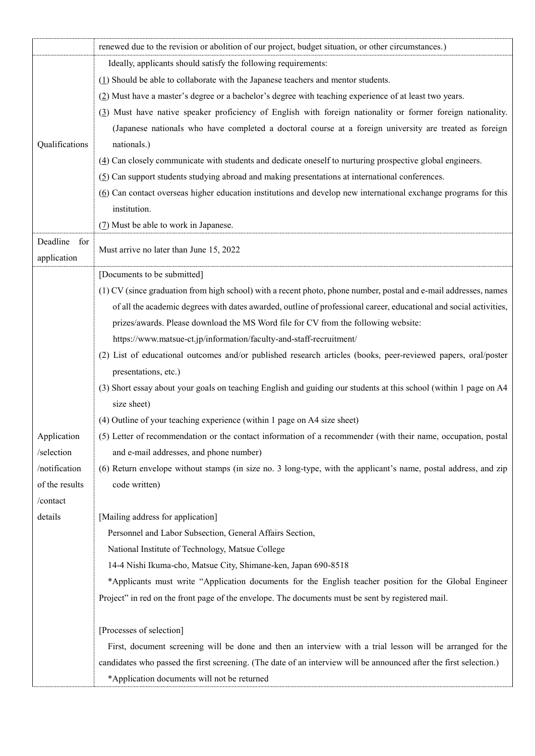| | |
|---|---|
| | renewed due to the revision or abolition of our project, budget situation, or other circumstances.) |
| Qualifications | Ideally, applicants should satisfy the following requirements:<br>(1) Should be able to collaborate with the Japanese teachers and mentor students.<br>(2) Must have a master's degree or a bachelor's degree with teaching experience of at least two years.<br>(3) Must have native speaker proficiency of English with foreign nationality or former foreign nationality. (Japanese nationals who have completed a doctoral course at a foreign university are treated as foreign nationals.)<br>(4) Can closely communicate with students and dedicate oneself to nurturing prospective global engineers.<br>(5) Can support students studying abroad and making presentations at international conferences.<br>(6) Can contact overseas higher education institutions and develop new international exchange programs for this institution.<br>(7) Must be able to work in Japanese. |
| Deadline for application | Must arrive no later than June 15, 2022 |
| Application /selection /notification of the results /contact details | [Documents to be submitted]<br>(1) CV (since graduation from high school) with a recent photo, phone number, postal and e-mail addresses, names of all the academic degrees with dates awarded, outline of professional career, educational and social activities, prizes/awards. Please download the MS Word file for CV from the following website:<br>https://www.matsue-ct.jp/information/faculty-and-staff-recruitment/<br>(2) List of educational outcomes and/or published research articles (books, peer-reviewed papers, oral/poster presentations, etc.)<br>(3) Short essay about your goals on teaching English and guiding our students at this school (within 1 page on A4 size sheet)<br>(4) Outline of your teaching experience (within 1 page on A4 size sheet)<br>(5) Letter of recommendation or the contact information of a recommender (with their name, occupation, postal and e-mail addresses, and phone number)<br>(6) Return envelope without stamps (in size no. 3 long-type, with the applicant's name, postal address, and zip code written)<br><br>[Mailing address for application]<br>Personnel and Labor Subsection, General Affairs Section,<br>National Institute of Technology, Matsue College<br>14-4 Nishi Ikuma-cho, Matsue City, Shimane-ken, Japan 690-8518<br>*Applicants must write "Application documents for the English teacher position for the Global Engineer Project" in red on the front page of the envelope. The documents must be sent by registered mail.<br><br>[Processes of selection]<br>First, document screening will be done and then an interview with a trial lesson will be arranged for the candidates who passed the first screening. (The date of an interview will be announced after the first selection.)<br>*Application documents will not be returned |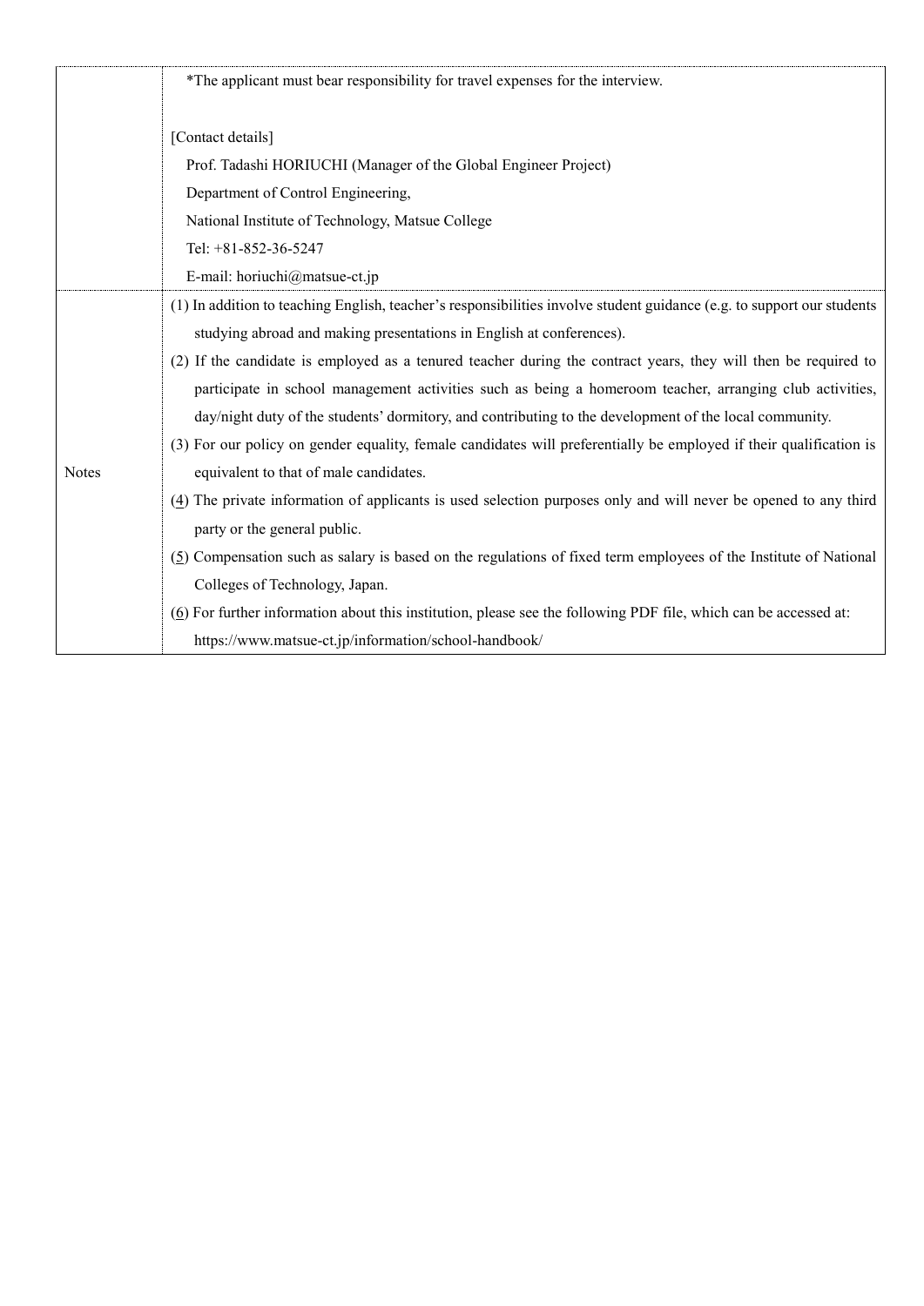| | |
|---|---|
| | *The applicant must bear responsibility for travel expenses for the interview.<br><br>[Contact details]<br>Prof. Tadashi HORIUCHI (Manager of the Global Engineer Project)<br>Department of Control Engineering,<br>National Institute of Technology, Matsue College<br>Tel: +81-852-36-5247<br>E-mail: horiuchi@matsue-ct.jp |
| Notes | (1) In addition to teaching English, teacher's responsibilities involve student guidance (e.g. to support our students studying abroad and making presentations in English at conferences).<br>(2) If the candidate is employed as a tenured teacher during the contract years, they will then be required to participate in school management activities such as being a homeroom teacher, arranging club activities, day/night duty of the students' dormitory, and contributing to the development of the local community.<br>(3) For our policy on gender equality, female candidates will preferentially be employed if their qualification is equivalent to that of male candidates.<br>(4) The private information of applicants is used selection purposes only and will never be opened to any third party or the general public.<br>(5) Compensation such as salary is based on the regulations of fixed term employees of the Institute of National Colleges of Technology, Japan.<br>(6) For further information about this institution, please see the following PDF file, which can be accessed at: https://www.matsue-ct.jp/information/school-handbook/ |